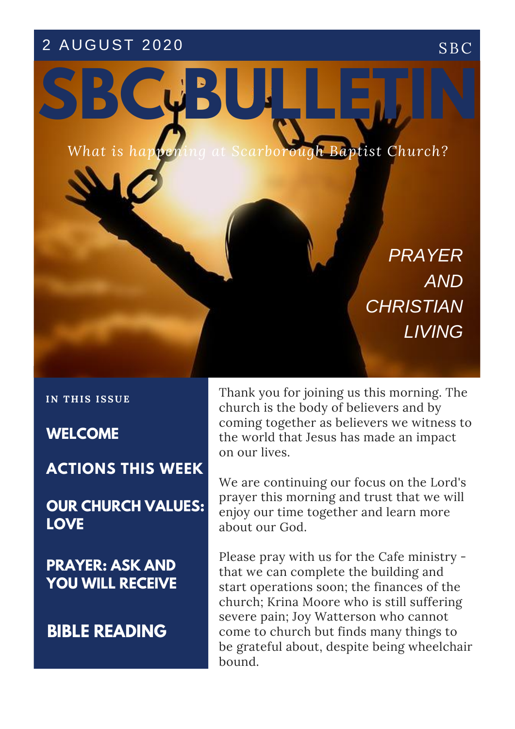2 AUGUST 2020

SBC

# SBC BULLETIN

*What is happening at Scarborough Baptist Church?*

*PRAYER AND CHRISTIAN LIVING*

**IN THIS ISSUE**

**WELCOME**

**ACTIONS THIS WEEK**

**OUR CHURCH VALUES: LOVE**

**PRAYER: ASK AND YOU WILL RECEIVE**

**BIBLE READING**

Thank you for joining us this morning. The church is the body of believers and by coming together as believers we witness to the world that Jesus has made an impact on our lives.

We are continuing our focus on the Lord's prayer this morning and trust that we will enjoy our time together and learn more about our God.

Please pray with us for the Cafe ministry - that we can complete the building and start operations soon; the finances of the church; Krina Moore who is still suffering severe pain; Joy Watterson who cannot come to church but finds many things to be grateful about, despite being wheelchair bound.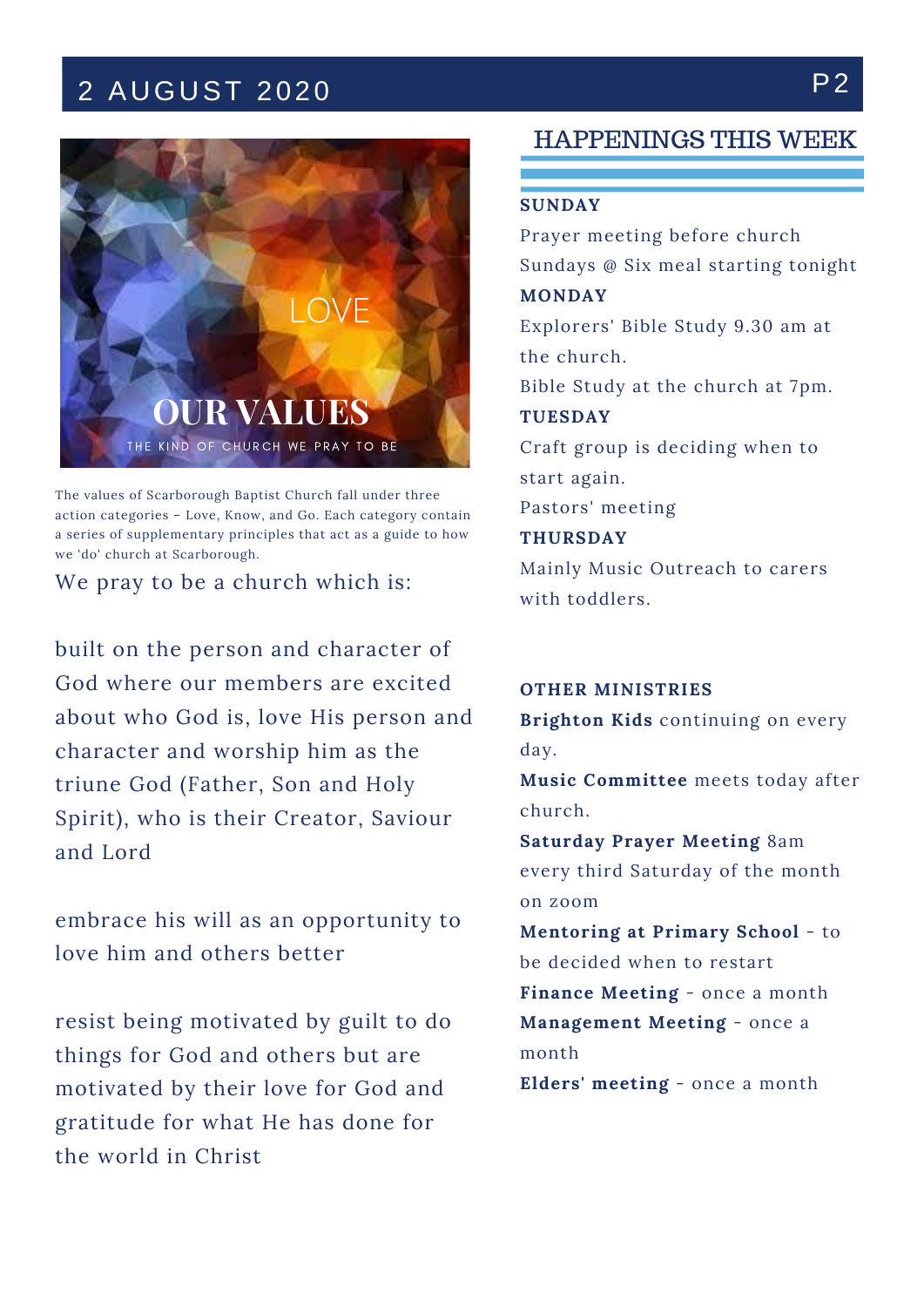LOVE

# OUR VALUES

THE KIND OF CHURCH WE PRAY TO BE

The values of Scarborough Baptist Church fall under three action categories – Love, Know, and Go. Each category contain a series of supplementary principles that act as a guide to how we 'do' church at Scarborough.

We pray to be a church which is:

built on the person and character of God where our members are excited about who God is, love His person and character and worship him as the triune God (Father, Son and Holy Spirit), who is their Creator, Saviour and Lord

embrace his will as an opportunity to love him and others better

resist being motivated by guilt to do things for God and others but are motivated by their love for God and gratitude for what He has done for the world in Christ

## HAPPENINGS THIS WEEK

**SUNDAY**

Prayer meeting before church

Sundays @ Six meal starting tonight

**MONDAY**

Explorers' Bible Study 9.30 am at the church.

Bible Study at the church at 7pm.

**TUESDAY**

Craft group is deciding when to start again.

Pastors' meeting

**THURSDAY**

Mainly Music Outreach to carers with toddlers.

**OTHER MINISTRIES**

**Brighton Kids** continuing on every day.

**Music Committee** meets today after church.

**Saturday Prayer Meeting** 8am every third Saturday of the month on zoom

**Mentoring at Primary School** - to be decided when to restart

**Finance Meeting** - once a month

**Management Meeting** - once a month

**Elders' meeting** - once a month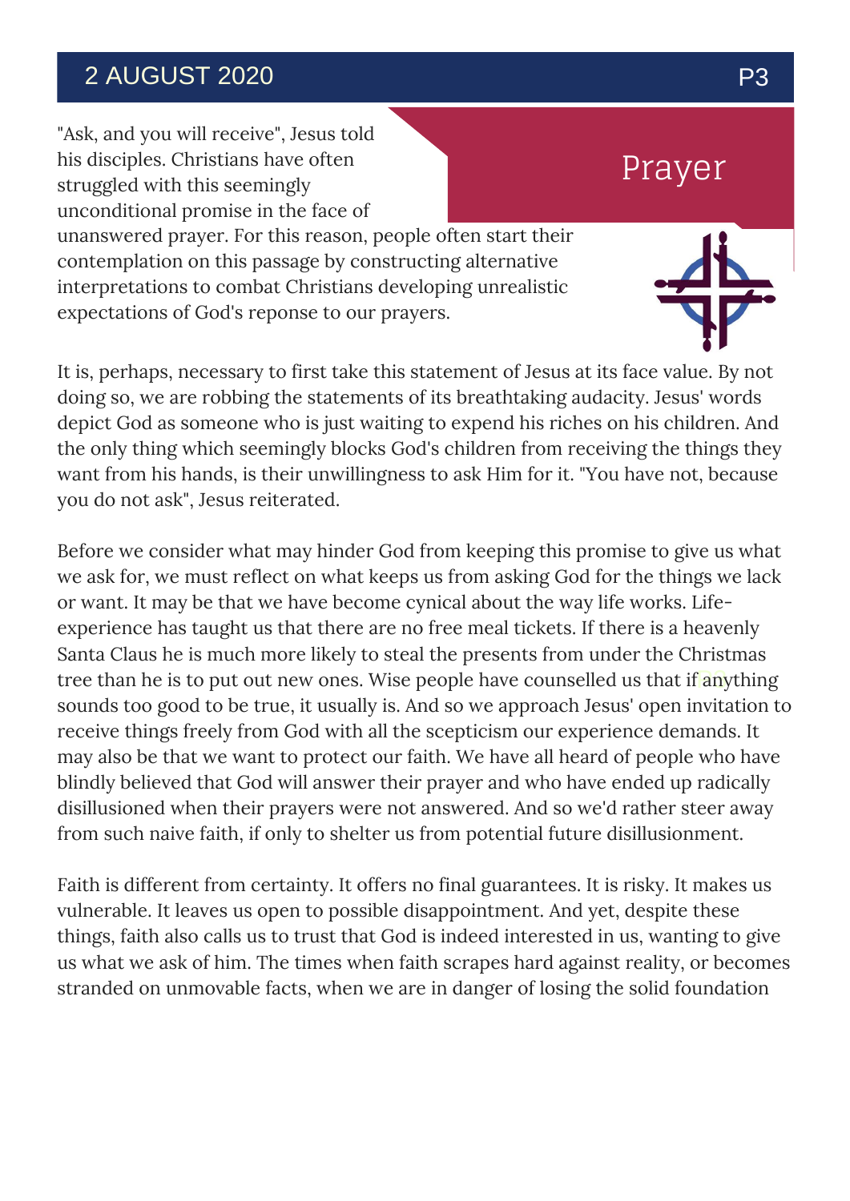# Prayer

"Ask, and you will receive", Jesus told his disciples. Christians have often struggled with this seemingly unconditional promise in the face of unanswered prayer. For this reason, people often start their contemplation on this passage by constructing alternative interpretations to combat Christians developing unrealistic expectations of God's reponse to our prayers.

It is, perhaps, necessary to first take this statement of Jesus at its face value. By not doing so, we are robbing the statements of its breathtaking audacity. Jesus' words depict God as someone who is just waiting to expend his riches on his children. And the only thing which seemingly blocks God's children from receiving the things they want from his hands, is their unwillingness to ask Him for it. "You have not, because you do not ask", Jesus reiterated.

Before we consider what may hinder God from keeping this promise to give us what we ask for, we must reflect on what keeps us from asking God for the things we lack or want. It may be that we have become cynical about the way life works. Life-experience has taught us that there are no free meal tickets. If there is a heavenly Santa Claus he is much more likely to steal the presents from under the Christmas tree than he is to put out new ones. Wise people have counselled us that if anything sounds too good to be true, it usually is. And so we approach Jesus' open invitation to receive things freely from God with all the scepticism our experience demands. It may also be that we want to protect our faith. We have all heard of people who have blindly believed that God will answer their prayer and who have ended up radically disillusioned when their prayers were not answered. And so we'd rather steer away from such naive faith, if only to shelter us from potential future disillusionment.

Faith is different from certainty. It offers no final guarantees. It is risky. It makes us vulnerable. It leaves us open to possible disappointment. And yet, despite these things, faith also calls us to trust that God is indeed interested in us, wanting to give us what we ask of him. The times when faith scrapes hard against reality, or becomes stranded on unmovable facts, when we are in danger of losing the solid foundation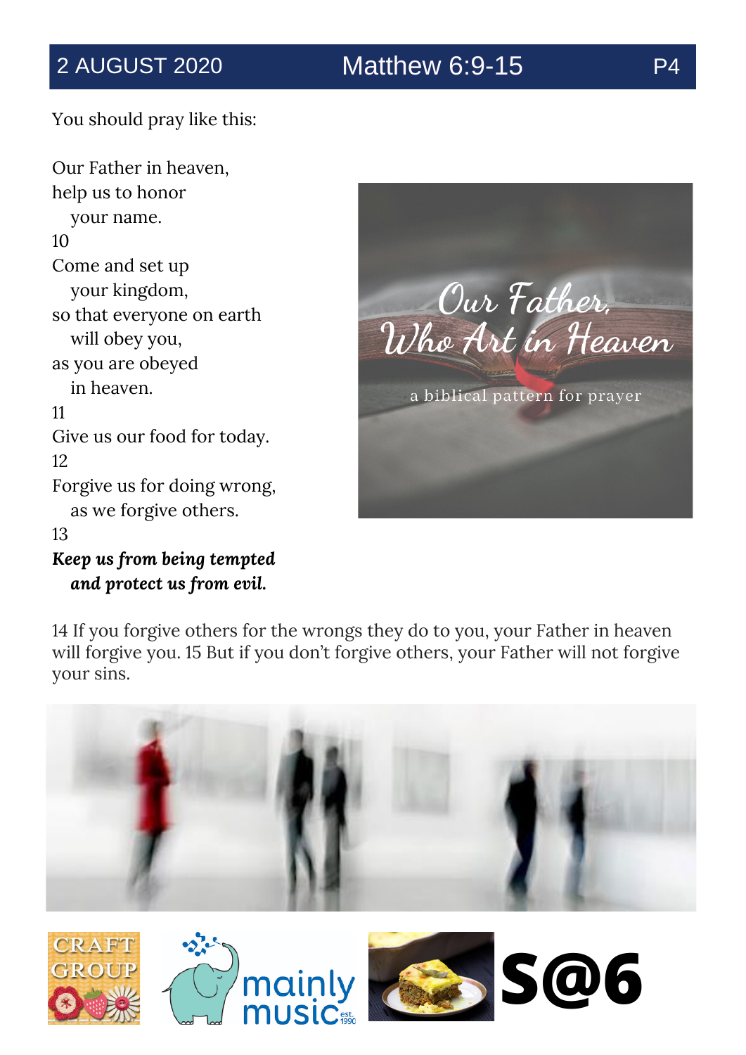## 2 AUGUST 2020 — Matthew 6:9-15

You should pray like this:

Our Father in heaven,
help us to honor
your name.
10
Come and set up
your kingdom,
so that everyone on earth
will obey you,
as you are obeyed
in heaven.
11
Give us our food for today.
12
Forgive us for doing wrong,
as we forgive others.
13
***Keep us from being tempted and protect us from evil.***

Our Father, Who Art in Heaven

a biblical pattern for prayer

14 If you forgive others for the wrongs they do to you, your Father in heaven will forgive you. 15 But if you don't forgive others, your Father will not forgive your sins.

CRAFT GROUP

mainly music est. 1990

S@6